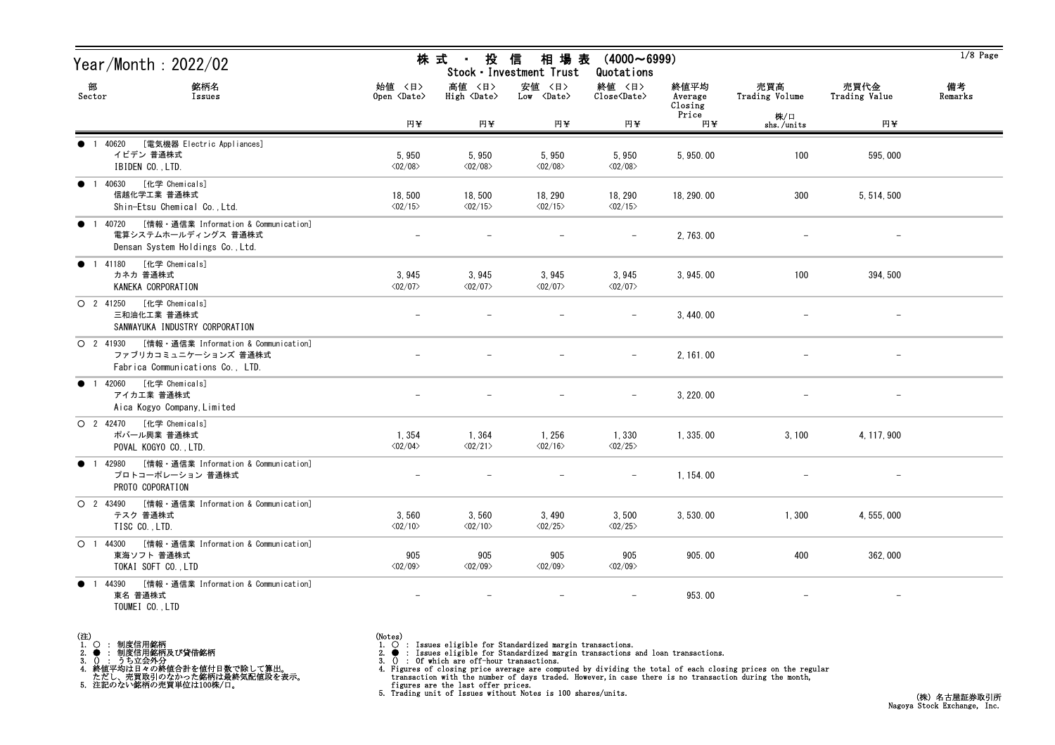# Year/Month : 2022/02

## 株式・投信 相場表 (4000～6999)
## Stock・Investment Trust Quotations

| 部 Sector | 銘柄名 Issues | 始値 <日> Open <Date> 円¥ | 高値 <日> High <Date> 円¥ | 安値 <日> Low <Date> 円¥ | 終値 <日> Close<Date> 円¥ | 終値平均 Average Closing Price 円¥ | 売買高 Trading Volume 株/口 shs./units | 売買代金 Trading Value 円¥ | 備考 Remarks |
|---|---|---|---|---|---|---|---|---|---|
| ● 1 | 40620 [電気機器 Electric Appliances] イビデン 普通株式 IBIDEN CO.,LTD. | 5,950 <02/08> | 5,950 <02/08> | 5,950 <02/08> | 5,950 <02/08> | 5,950.00 | 100 | 595,000 | |
| ● 1 | 40630 [化学 Chemicals] 信越化学工業 普通株式 Shin-Etsu Chemical Co.,Ltd. | 18,500 <02/15> | 18,500 <02/15> | 18,290 <02/15> | 18,290 <02/15> | 18,290.00 | 300 | 5,514,500 | |
| ● 1 | 40720 [情報・通信業 Information & Communication] 電算システムホールディングス 普通株式 Densan System Holdings Co.,Ltd. | － | － | － | － | 2,763.00 | － | － | |
| ● 1 | 41180 [化学 Chemicals] カネカ 普通株式 KANEKA CORPORATION | 3,945 <02/07> | 3,945 <02/07> | 3,945 <02/07> | 3,945 <02/07> | 3,945.00 | 100 | 394,500 | |
| ○ 2 | 41250 [化学 Chemicals] 三和油化工業 普通株式 SANWAYUKA INDUSTRY CORPORATION | － | － | － | － | 3,440.00 | － | － | |
| ○ 2 | 41930 [情報・通信業 Information & Communication] ファブリカコミュニケーションズ 普通株式 Fabrica Communications Co., LTD. | － | － | － | － | 2,161.00 | － | － | |
| ● 1 | 42060 [化学 Chemicals] アイカ工業 普通株式 Aica Kogyo Company,Limited | － | － | － | － | 3,220.00 | － | － | |
| ○ 2 | 42470 [化学 Chemicals] ポバール興業 普通株式 POVAL KOGYO CO.,LTD. | 1,354 <02/04> | 1,364 <02/21> | 1,256 <02/16> | 1,330 <02/25> | 1,335.00 | 3,100 | 4,117,900 | |
| ● 1 | 42980 [情報・通信業 Information & Communication] プロトコーポレーション 普通株式 PROTO COPORATION | － | － | － | － | 1,154.00 | － | － | |
| ○ 2 | 43490 [情報・通信業 Information & Communication] テスク 普通株式 TISC CO.,LTD. | 3,560 <02/10> | 3,560 <02/10> | 3,490 <02/25> | 3,500 <02/25> | 3,530.00 | 1,300 | 4,555,000 | |
| ○ 1 | 44300 [情報・通信業 Information & Communication] 東海ソフト 普通株式 TOKAI SOFT CO.,LTD | 905 <02/09> | 905 <02/09> | 905 <02/09> | 905 <02/09> | 905.00 | 400 | 362,000 | |
| ● 1 | 44390 [情報・通信業 Information & Communication] 東名 普通株式 TOUMEI CO.,LTD | － | － | － | － | 953.00 | － | － | |

(注)
1. ○ : 制度信用銘柄
2. ● : 制度信用銘柄及び貸借銘柄
3. () : うち立会外分
4. 終値平均は日々の終値合計を値付日数で除して算出。
　ただし、売買取引のなかった銘柄は最終気配値段を表示。
5. 注記のない銘柄の売買単位は100株/口。

(Notes)
1. ○ : Issues eligible for Standardized margin transactions.
2. ● : Issues eligible for Standardized margin transactions and loan transactions.
3. () : Of which are off-hour transactions.
4. Figures of closing price average are computed by dividing the total of each closing prices on the regular transaction with the number of days traded. However, in case there is no transaction during the month, figures are the last offer prices.
5. Trading unit of Issues without Notes is 100 shares/units.

(株) 名古屋証券取引所
Nagoya Stock Exchange, Inc.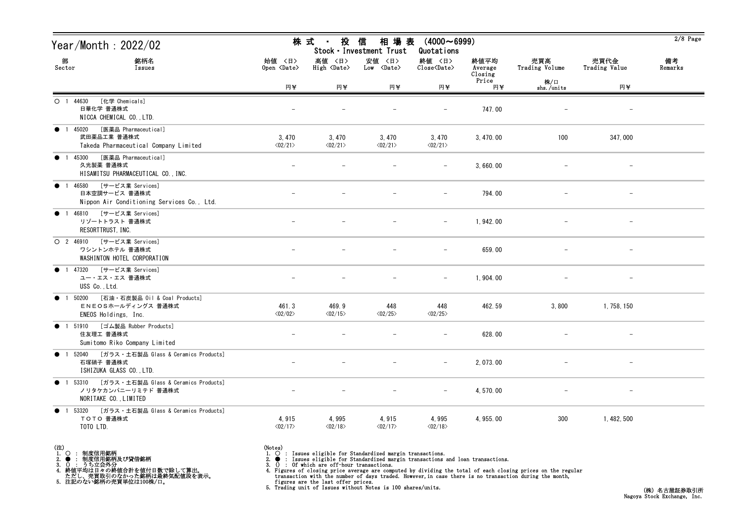# Year/Month : 2022/02

## 株式・投信 相場表 (4000～6999)
Stock・Investment Trust Quotations

| 部 Sector | 銘柄名 Issues | 始値 <日> Open <Date> 円¥ | 高値 <日> High <Date> 円¥ | 安値 <日> Low <Date> 円¥ | 終値 <日> Close<Date> 円¥ | 終値平均 Average Closing Price 円¥ | 売買高 Trading Volume 株/口 shs./units | 売買代金 Trading Value 円¥ | 備考 Remarks |
|---|---|---|---|---|---|---|---|---|---|
| ○ 1 44630 | [化学 Chemicals] 日華化学 普通株式 NICCA CHEMICAL CO.,LTD. | - | - | - | - | 747.00 | - | - | |
| ● 1 45020 | [医薬品 Pharmaceutical] 武田薬品工業 普通株式 Takeda Pharmaceutical Company Limited | 3,470 <02/21> | 3,470 <02/21> | 3,470 <02/21> | 3,470 <02/21> | 3,470.00 | 100 | 347,000 | |
| ● 1 45300 | [医薬品 Pharmaceutical] 久光製薬 普通株式 HISAMITSU PHARMACEUTICAL CO.,INC. | - | - | - | - | 3,660.00 | - | - | |
| ● 1 46580 | [サービス業 Services] 日本空調サービス 普通株式 Nippon Air Conditioning Services Co., Ltd. | - | - | - | - | 794.00 | - | - | |
| ● 1 46810 | [サービス業 Services] リゾートトラスト 普通株式 RESORTTRUST,INC. | - | - | - | - | 1,942.00 | - | - | |
| ○ 2 46910 | [サービス業 Services] ワシントンホテル 普通株式 WASHINTON HOTEL CORPORATION | - | - | - | - | 659.00 | - | - | |
| ● 1 47320 | [サービス業 Services] ユー・エス・エス 普通株式 USS Co.,Ltd. | - | - | - | - | 1,904.00 | - | - | |
| ● 1 50200 | [石油・石炭製品 Oil & Coal Products] ＥＮＥＯＳホールディングス 普通株式 ENEOS Holdings, Inc. | 461.3 <02/02> | 469.9 <02/15> | 448 <02/25> | 448 <02/25> | 462.59 | 3,800 | 1,758,150 | |
| ● 1 51910 | [ゴム製品 Rubber Products] 住友理工 普通株式 Sumitomo Riko Company Limited | - | - | - | - | 628.00 | - | - | |
| ● 1 52040 | [ガラス・土石製品 Glass & Ceramics Products] 石塚硝子 普通株式 ISHIZUKA GLASS CO.,LTD. | - | - | - | - | 2,073.00 | - | - | |
| ● 1 53310 | [ガラス・土石製品 Glass & Ceramics Products] ノリタケカンパニーリミテド 普通株式 NORITAKE CO.,LIMITED | - | - | - | - | 4,570.00 | - | - | |
| ● 1 53320 | [ガラス・土石製品 Glass & Ceramics Products] ＴＯＴＯ 普通株式 TOTO LTD. | 4,915 <02/17> | 4,995 <02/18> | 4,915 <02/17> | 4,995 <02/18> | 4,955.00 | 300 | 1,482,500 | |

(注)
1. ○ ： 制度信用銘柄
2. ● ： 制度信用銘柄及び貸借銘柄
3. () ： うち立会外分
4. 終値平均は日々の終値合計を値付日数で除して算出。
   ただし、売買取引のなかった銘柄は最終気配値段を表示。
5. 注記のない銘柄の売買単位は100株/口。

(Notes)
1. ○ : Issues eligible for Standardized margin transactions.
2. ● : Issues eligible for Standardized margin transactions and loan transactions.
3. () : Of which are off-hour transactions.
4. Figures of closing price average are computed by dividing the total of each closing prices on the regular transaction with the number of days traded. However,in case there is no transaction during the month, figures are the last offer prices.
5. Trading unit of Issues without Notes is 100 shares/units.

(株) 名古屋証券取引所
Nagoya Stock Exchange, Inc.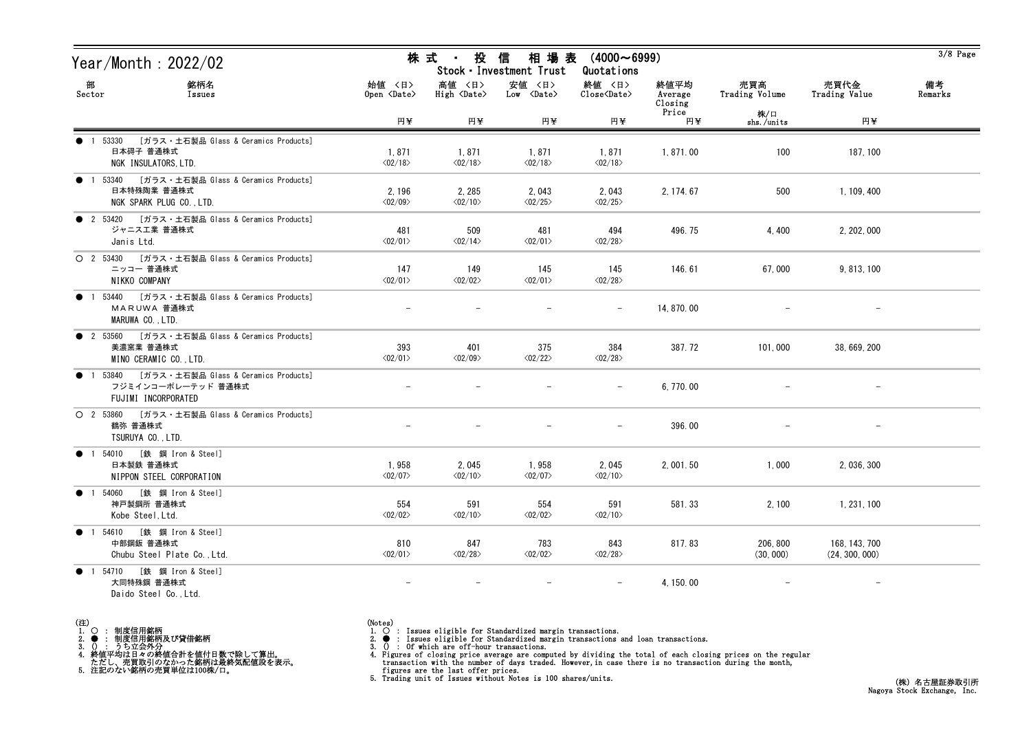# Year/Month : 2022/02

## 株 式 ・ 投 信 相 場 表 (4000～6999)
### Stock・Investment Trust Quotations

| 部 Sector | 銘柄名 Issues | 始値 〈日〉 Open 〈Date〉 円¥ | 高値 〈日〉 High 〈Date〉 円¥ | 安値 〈日〉 Low 〈Date〉 円¥ | 終値 〈日〉 Close〈Date〉 円¥ | 終値平均 Average Closing Price 円¥ | 売買高 Trading Volume 株/口 shs./units | 売買代金 Trading Value 円¥ | 備考 Remarks |
|---|---|---|---|---|---|---|---|---|---|
| ● 1 53330 | [ガラス・土石製品 Glass & Ceramics Products] 日本碍子 普通株式 NGK INSULATORS,LTD. | 1,871 〈02/18〉 | 1,871 〈02/18〉 | 1,871 〈02/18〉 | 1,871 〈02/18〉 | 1,871.00 | 100 | 187,100 | |
| ● 1 53340 | [ガラス・土石製品 Glass & Ceramics Products] 日本特殊陶業 普通株式 NGK SPARK PLUG CO.,LTD. | 2,196 〈02/09〉 | 2,285 〈02/10〉 | 2,043 〈02/25〉 | 2,043 〈02/25〉 | 2,174.67 | 500 | 1,109,400 | |
| ● 2 53420 | [ガラス・土石製品 Glass & Ceramics Products] ジャニス工業 普通株式 Janis Ltd. | 481 〈02/01〉 | 509 〈02/14〉 | 481 〈02/01〉 | 494 〈02/28〉 | 496.75 | 4,400 | 2,202,000 | |
| ○ 2 53430 | [ガラス・土石製品 Glass & Ceramics Products] ニッコー 普通株式 NIKKO COMPANY | 147 〈02/01〉 | 149 〈02/02〉 | 145 〈02/01〉 | 145 〈02/28〉 | 146.61 | 67,000 | 9,813,100 | |
| ● 1 53440 | [ガラス・土石製品 Glass & Ceramics Products] ＭＡＲＵＷＡ 普通株式 MARUWA CO.,LTD. | － | － | － | － | 14,870.00 | － | － | |
| ● 2 53560 | [ガラス・土石製品 Glass & Ceramics Products] 美濃窯業 普通株式 MINO CERAMIC CO.,LTD. | 393 〈02/01〉 | 401 〈02/09〉 | 375 〈02/22〉 | 384 〈02/28〉 | 387.72 | 101,000 | 38,669,200 | |
| ● 1 53840 | [ガラス・土石製品 Glass & Ceramics Products] フジミインコーポレーテッド 普通株式 FUJIMI INCORPORATED | － | － | － | － | 6,770.00 | － | － | |
| ○ 2 53860 | [ガラス・土石製品 Glass & Ceramics Products] 鶴弥 普通株式 TSURUYA CO.,LTD. | － | － | － | － | 396.00 | － | － | |
| ● 1 54010 | [鉄 鋼 Iron & Steel] 日本製鉄 普通株式 NIPPON STEEL CORPORATION | 1,958 〈02/07〉 | 2,045 〈02/10〉 | 1,958 〈02/07〉 | 2,045 〈02/10〉 | 2,001.50 | 1,000 | 2,036,300 | |
| ● 1 54060 | [鉄 鋼 Iron & Steel] 神戸製鋼所 普通株式 Kobe Steel,Ltd. | 554 〈02/02〉 | 591 〈02/10〉 | 554 〈02/02〉 | 591 〈02/10〉 | 581.33 | 2,100 | 1,231,100 | |
| ● 1 54610 | [鉄 鋼 Iron & Steel] 中部鋼鈑 普通株式 Chubu Steel Plate Co.,Ltd. | 810 〈02/01〉 | 847 〈02/28〉 | 783 〈02/02〉 | 843 〈02/28〉 | 817.83 | 206,800 (30,000) | 168,143,700 (24,300,000) | |
| ● 1 54710 | [鉄 鋼 Iron & Steel] 大同特殊鋼 普通株式 Daido Steel Co.,Ltd. | － | － | － | － | 4,150.00 | － | － | |

(注)
1. ○ : 制度信用銘柄
2. ● : 制度信用銘柄及び貸借銘柄
3. () : うち立会外分
4. 終値平均は日々の終値合計を値付日数で除して算出。
   ただし、売買取引のなかった銘柄は最終気配値段を表示。
5. 注記のない銘柄の売買単位は100株/口。

(Notes)
1. ○ : Issues eligible for Standardized margin transactions.
2. ● : Issues eligible for Standardized margin transactions and loan transactions.
3. () : Of which are off-hour transactions.
4. Figures of closing price average are computed by dividing the total of each closing prices on the regular transaction with the number of days traded. However,in case there is no transaction during the month, figures are the last offer prices.
5. Trading unit of Issues without Notes is 100 shares/units.

(株) 名古屋証券取引所
Nagoya Stock Exchange, Inc.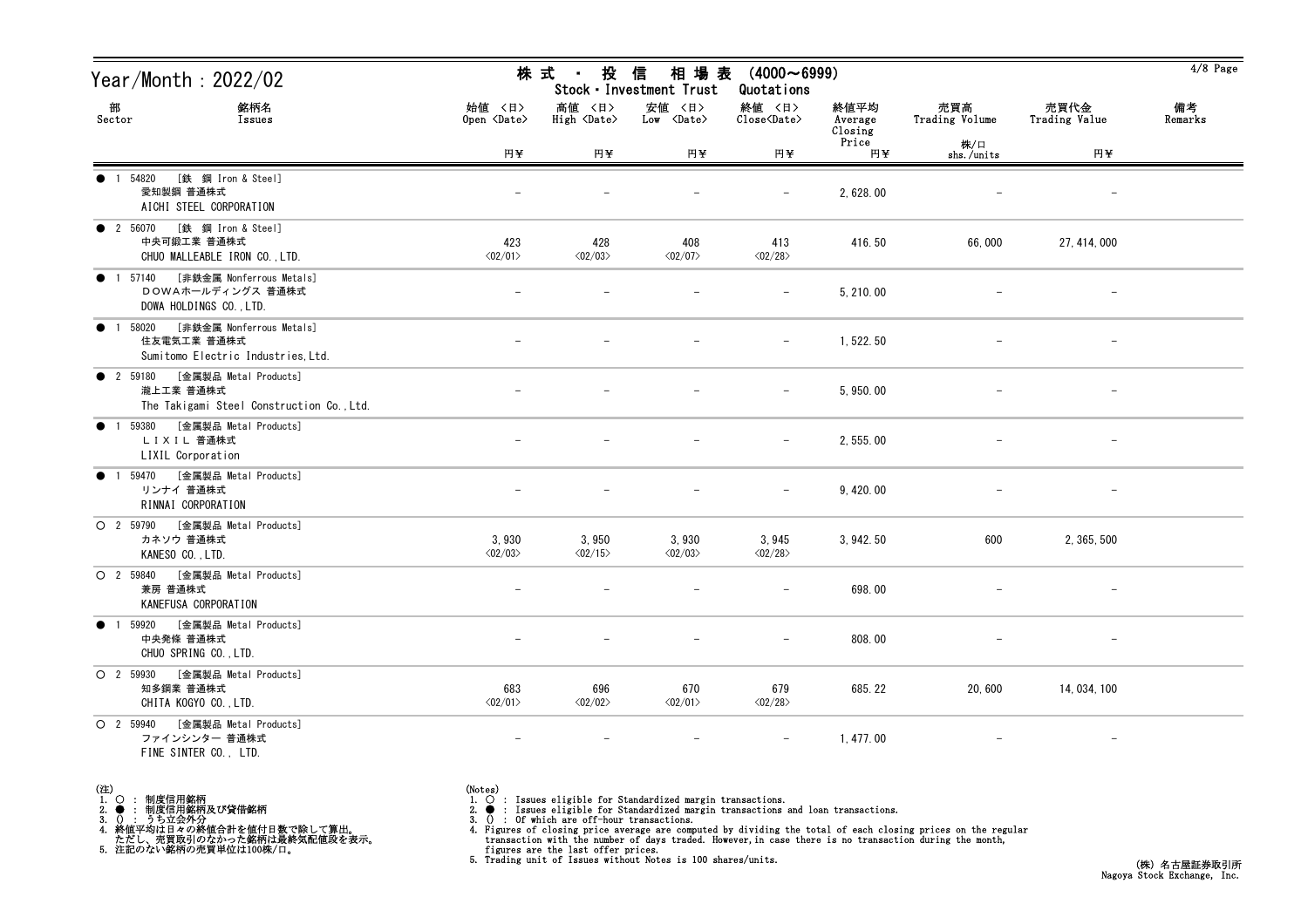# Year/Month : 2022/02

## 株式・投信 相場表 (4000～6999)
Stock・Investment Trust Quotations

| 部 Sector | 銘柄名 Issues | 始値 <日> Open <Date> 円¥ | 高値 <日> High <Date> 円¥ | 安値 <日> Low <Date> 円¥ | 終値 <日> Close<Date> 円¥ | 終値平均 Average Closing Price 円¥ | 売買高 Trading Volume 株/口 shs./units | 売買代金 Trading Value 円¥ | 備考 Remarks |
|---|---|---|---|---|---|---|---|---|---|
| ● 1 54820 | [鉄 鋼 Iron & Steel] 愛知製鋼 普通株式 AICHI STEEL CORPORATION | - | - | - | - | 2,628.00 | - | - | |
| ● 2 56070 | [鉄 鋼 Iron & Steel] 中央可鍛工業 普通株式 CHUO MALLEABLE IRON CO.,LTD. | 423 <02/01> | 428 <02/03> | 408 <02/07> | 413 <02/28> | 416.50 | 66,000 | 27,414,000 | |
| ● 1 57140 | [非鉄金属 Nonferrous Metals] ＤＯＷＡホールディングス 普通株式 DOWA HOLDINGS CO.,LTD. | - | - | - | - | 5,210.00 | - | - | |
| ● 1 58020 | [非鉄金属 Nonferrous Metals] 住友電気工業 普通株式 Sumitomo Electric Industries,Ltd. | - | - | - | - | 1,522.50 | - | - | |
| ● 2 59180 | [金属製品 Metal Products] 瀧上工業 普通株式 The Takigami Steel Construction Co.,Ltd. | - | - | - | - | 5,950.00 | - | - | |
| ● 1 59380 | [金属製品 Metal Products] ＬＩＸＩＬ 普通株式 LIXIL Corporation | - | - | - | - | 2,555.00 | - | - | |
| ● 1 59470 | [金属製品 Metal Products] リンナイ 普通株式 RINNAI CORPORATION | - | - | - | - | 9,420.00 | - | - | |
| ○ 2 59790 | [金属製品 Metal Products] カネソウ 普通株式 KANESO CO.,LTD. | 3,930 <02/03> | 3,950 <02/15> | 3,930 <02/03> | 3,945 <02/28> | 3,942.50 | 600 | 2,365,500 | |
| ○ 2 59840 | [金属製品 Metal Products] 兼房 普通株式 KANEFUSA CORPORATION | - | - | - | - | 698.00 | - | - | |
| ● 1 59920 | [金属製品 Metal Products] 中央発條 普通株式 CHUO SPRING CO.,LTD. | - | - | - | - | 808.00 | - | - | |
| ○ 2 59930 | [金属製品 Metal Products] 知多鋼業 普通株式 CHITA KOGYO CO.,LTD. | 683 <02/01> | 696 <02/02> | 670 <02/01> | 679 <02/28> | 685.22 | 20,600 | 14,034,100 | |
| ○ 2 59940 | [金属製品 Metal Products] ファインシンター 普通株式 FINE SINTER CO., LTD. | - | - | - | - | 1,477.00 | - | - | |

(注)
1. ○ : 制度信用銘柄
2. ● : 制度信用銘柄及び貸借銘柄
3. () : うち立会外分
4. 終値平均は日々の終値合計を値付日数で除して算出。
   ただし、売買取引のなかった銘柄は最終気配値段を表示。
5. 注記のない銘柄の売買単位は100株/口。

(Notes)
1. ○ : Issues eligible for Standardized margin transactions.
2. ● : Issues eligible for Standardized margin transactions and loan transactions.
3. () : Of which are off-hour transactions.
4. Figures of closing price average are computed by dividing the total of each closing prices on the regular transaction with the number of days traded. However,in case there is no transaction during the month, figures are the last offer prices.
5. Trading unit of Issues without Notes is 100 shares/units.

(株) 名古屋証券取引所
Nagoya Stock Exchange, Inc.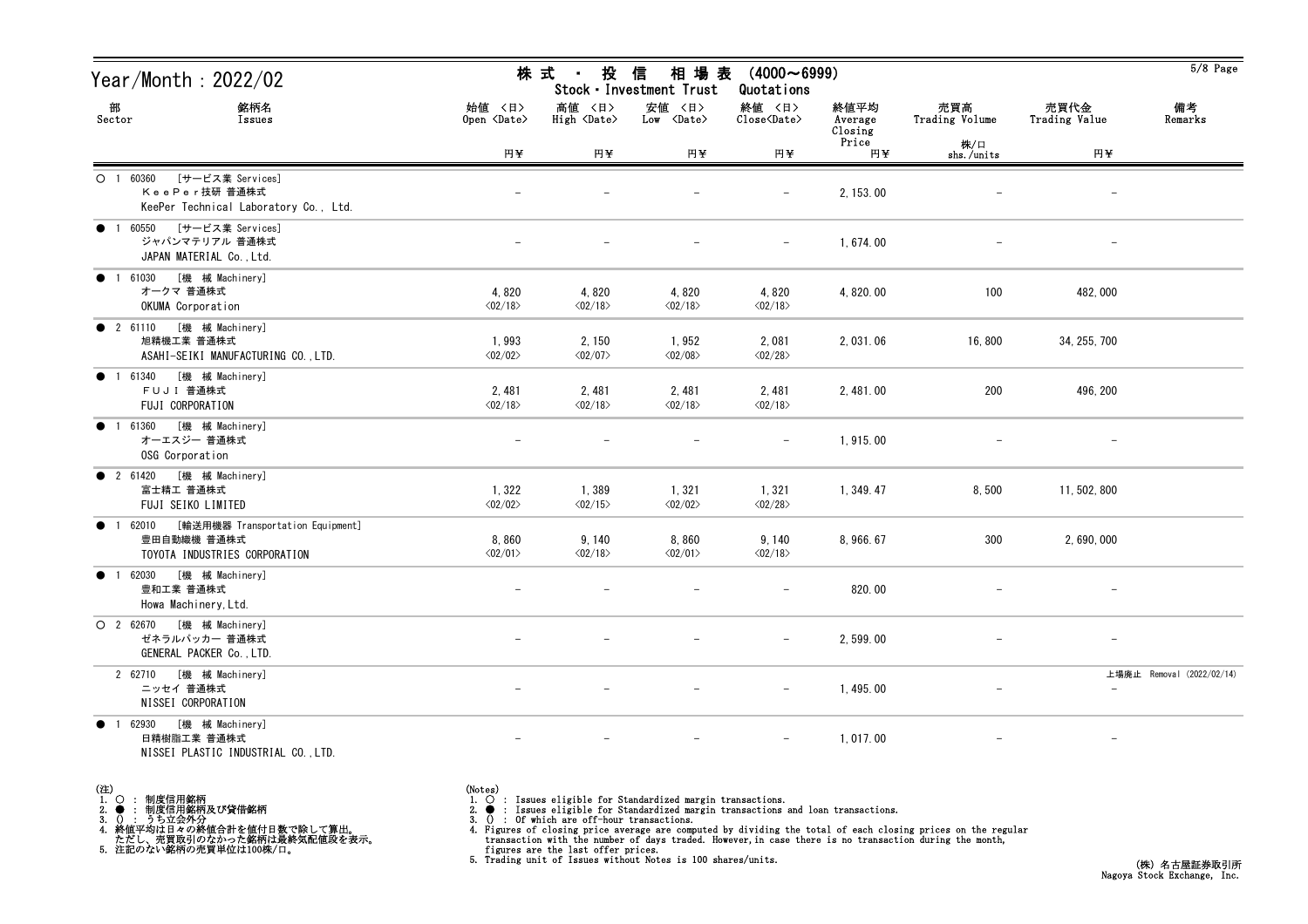# Year/Month : 2022/02

## 株 式 ・ 投 信 相 場 表 (4000～6999)
Stock・Investment Trust Quotations

| 部 Sector | 銘柄名 Issues | 始値 〈日〉 Open 〈Date〉 円¥ | 高値 〈日〉 High 〈Date〉 円¥ | 安値 〈日〉 Low 〈Date〉 円¥ | 終値 〈日〉 Close〈Date〉 円¥ | 終値平均 Average Closing Price 円¥ | 売買高 Trading Volume 株/口 shs./units | 売買代金 Trading Value 円¥ | 備考 Remarks |
|---|---|---|---|---|---|---|---|---|---|
| ○ 1 | 60360 [サービス業 Services] ＫｅｅＰｅｒ技研 普通株式 KeePer Technical Laboratory Co., Ltd. | － | － | － | － | 2,153.00 | － | － | |
| ● 1 | 60550 [サービス業 Services] ジャパンマテリアル 普通株式 JAPAN MATERIAL Co.,Ltd. | － | － | － | － | 1,674.00 | － | － | |
| ● 1 | 61030 [機 械 Machinery] オークマ 普通株式 OKUMA Corporation | 4,820 〈02/18〉 | 4,820 〈02/18〉 | 4,820 〈02/18〉 | 4,820 〈02/18〉 | 4,820.00 | 100 | 482,000 | |
| ● 2 | 61110 [機 械 Machinery] 旭精機工業 普通株式 ASAHI-SEIKI MANUFACTURING CO.,LTD. | 1,993 〈02/02〉 | 2,150 〈02/07〉 | 1,952 〈02/08〉 | 2,081 〈02/28〉 | 2,031.06 | 16,800 | 34,255,700 | |
| ● 1 | 61340 [機 械 Machinery] ＦＵＪＩ 普通株式 FUJI CORPORATION | 2,481 〈02/18〉 | 2,481 〈02/18〉 | 2,481 〈02/18〉 | 2,481 〈02/18〉 | 2,481.00 | 200 | 496,200 | |
| ● 1 | 61360 [機 械 Machinery] オーエスジー 普通株式 OSG Corporation | － | － | － | － | 1,915.00 | － | － | |
| ● 2 | 61420 [機 械 Machinery] 富士精工 普通株式 FUJI SEIKO LIMITED | 1,322 〈02/02〉 | 1,389 〈02/15〉 | 1,321 〈02/02〉 | 1,321 〈02/28〉 | 1,349.47 | 8,500 | 11,502,800 | |
| ● 1 | 62010 [輸送用機器 Transportation Equipment] 豊田自動織機 普通株式 TOYOTA INDUSTRIES CORPORATION | 8,860 〈02/01〉 | 9,140 〈02/18〉 | 8,860 〈02/01〉 | 9,140 〈02/18〉 | 8,966.67 | 300 | 2,690,000 | |
| ● 1 | 62030 [機 械 Machinery] 豊和工業 普通株式 Howa Machinery,Ltd. | － | － | － | － | 820.00 | － | － | |
| ○ 2 | 62670 [機 械 Machinery] ゼネラルパッカー 普通株式 GENERAL PACKER Co.,LTD. | － | － | － | － | 2,599.00 | － | － | |
| 2 | 62710 [機 械 Machinery] ニッセイ 普通株式 NISSEI CORPORATION | － | － | － | － | 1,495.00 | － | － | 上場廃止 Removal (2022/02/14) |
| ● 1 | 62930 [機 械 Machinery] 日精樹脂工業 普通株式 NISSEI PLASTIC INDUSTRIAL CO.,LTD. | － | － | － | － | 1,017.00 | － | － | |

(注)
1. ○ : 制度信用銘柄
2. ● : 制度信用銘柄及び貸借銘柄
3. () : うち立会外分
4. 終値平均は日々の終値合計を値付日数で除して算出。
   ただし、売買取引のなかった銘柄は最終気配値段を表示。
5. 注記のない銘柄の売買単位は100株/口。

(Notes)
1. ○ : Issues eligible for Standardized margin transactions.
2. ● : Issues eligible for Standardized margin transactions and loan transactions.
3. () : Of which are off-hour transactions.
4. Figures of closing price average are computed by dividing the total of each closing prices on the regular transaction with the number of days traded. However, in case there is no transaction during the month, figures are the last offer prices.
5. Trading unit of Issues without Notes is 100 shares/units.

(株) 名古屋証券取引所
Nagoya Stock Exchange, Inc.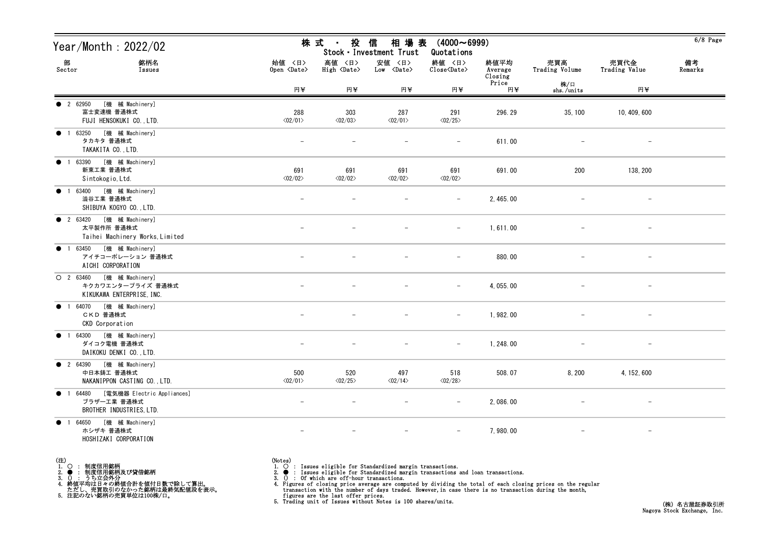# Year/Month : 2022/02

## 株 式 ・ 投 信 相 場 表 (4000～6999)
## Stock・Investment Trust Quotations

| 部 Sector | 銘柄名 Issues | 始値 <日> Open <Date> 円¥ | 高値 <日> High <Date> 円¥ | 安値 <日> Low <Date> 円¥ | 終値 <日> Close<Date> 円¥ | 終値平均 Average Closing Price 円¥ | 売買高 Trading Volume 株/口 shs./units | 売買代金 Trading Value 円¥ | 備考 Remarks |
|---|---|---|---|---|---|---|---|---|---|
| ● 2 62950 | [機 械 Machinery] 富士変速機 普通株式 FUJI HENSOKUKI CO.,LTD. | 288 <02/01> | 303 <02/03> | 287 <02/01> | 291 <02/25> | 296.29 | 35,100 | 10,409,600 | |
| ● 1 63250 | [機 械 Machinery] タカキタ 普通株式 TAKAKITA CO.,LTD. | － | － | － | － | 611.00 | － | － | |
| ● 1 63390 | [機 械 Machinery] 新東工業 普通株式 Sintokogio,Ltd. | 691 <02/02> | 691 <02/02> | 691 <02/02> | 691 <02/02> | 691.00 | 200 | 138,200 | |
| ● 1 63400 | [機 械 Machinery] 澁谷工業 普通株式 SHIBUYA KOGYO CO.,LTD. | － | － | － | － | 2,465.00 | － | － | |
| ● 2 63420 | [機 械 Machinery] 太平製作所 普通株式 Taihei Machinery Works,Limited | － | － | － | － | 1,611.00 | － | － | |
| ● 1 63450 | [機 械 Machinery] アイチコーポレーション 普通株式 AICHI CORPORATION | － | － | － | － | 880.00 | － | － | |
| ○ 2 63460 | [機 械 Machinery] キクカワエンタープライズ 普通株式 KIKUKAWA ENTERPRISE,INC. | － | － | － | － | 4,055.00 | － | － | |
| ● 1 64070 | [機 械 Machinery] ＣＫＤ 普通株式 CKD Corporation | － | － | － | － | 1,982.00 | － | － | |
| ● 1 64300 | [機 械 Machinery] ダイコク電機 普通株式 DAIKOKU DENKI CO.,LTD. | － | － | － | － | 1,248.00 | － | － | |
| ● 2 64390 | [機 械 Machinery] 中日本鋳工 普通株式 NAKANIPPON CASTING CO.,LTD. | 500 <02/01> | 520 <02/25> | 497 <02/14> | 518 <02/28> | 508.07 | 8,200 | 4,152,600 | |
| ● 1 64480 | [電気機器 Electric Appliances] ブラザー工業 普通株式 BROTHER INDUSTRIES,LTD. | － | － | － | － | 2,086.00 | － | － | |
| ● 1 64650 | [機 械 Machinery] ホシザキ 普通株式 HOSHIZAKI CORPORATION | － | － | － | － | 7,980.00 | － | － | |

(注)
1. ○ : 制度信用銘柄
2. ● : 制度信用銘柄及び貸借銘柄
3. () : うち立会外分
4. 終値平均は日々の終値合計を値付日数で除して算出。
   ただし、売買取引のなかった銘柄は最終気配値段を表示。
5. 注記のない銘柄の売買単位は100株/口。

(Notes)
1. ○ : Issues eligible for Standardized margin transactions.
2. ● : Issues eligible for Standardized margin transactions and loan transactions.
3. () : Of which are off-hour transactions.
4. Figures of closing price average are computed by dividing the total of each closing prices on the regular transaction with the number of days traded. However,in case there is no transaction during the month, figures are the last offer prices.
5. Trading unit of Issues without Notes is 100 shares/units.

(株) 名古屋証券取引所
Nagoya Stock Exchange, Inc.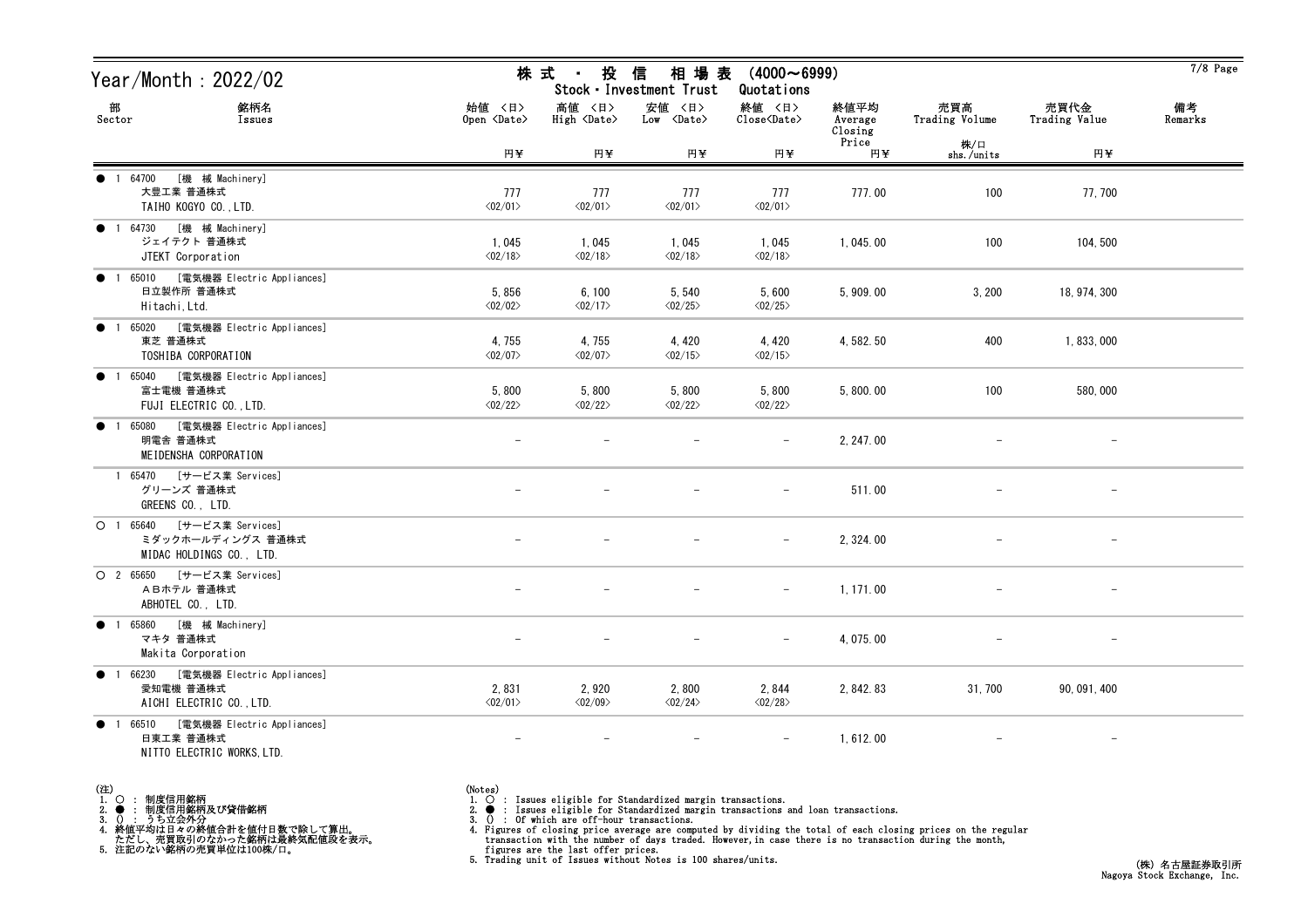# Year/Month : 2022/02

## 株式・投信 相場表 (4000～6999)
Stock・Investment Trust Quotations

| 部 Sector | 銘柄名 Issues | 始値 〈日〉 Open 〈Date〉 円¥ | 高値 〈日〉 High 〈Date〉 円¥ | 安値 〈日〉 Low 〈Date〉 円¥ | 終値 〈日〉 Close〈Date〉 円¥ | 終値平均 Average Closing Price 円¥ | 売買高 Trading Volume 株/口 shs./units | 売買代金 Trading Value 円¥ | 備考 Remarks |
|---|---|---|---|---|---|---|---|---|---|
| ● 1 64700 | [機 械 Machinery] 大豊工業 普通株式 TAIHO KOGYO CO.,LTD. | 777 〈02/01〉 | 777 〈02/01〉 | 777 〈02/01〉 | 777 〈02/01〉 | 777.00 | 100 | 77,700 | |
| ● 1 64730 | [機 械 Machinery] ジェイテクト 普通株式 JTEKT Corporation | 1,045 〈02/18〉 | 1,045 〈02/18〉 | 1,045 〈02/18〉 | 1,045 〈02/18〉 | 1,045.00 | 100 | 104,500 | |
| ● 1 65010 | [電気機器 Electric Appliances] 日立製作所 普通株式 Hitachi,Ltd. | 5,856 〈02/02〉 | 6,100 〈02/17〉 | 5,540 〈02/25〉 | 5,600 〈02/25〉 | 5,909.00 | 3,200 | 18,974,300 | |
| ● 1 65020 | [電気機器 Electric Appliances] 東芝 普通株式 TOSHIBA CORPORATION | 4,755 〈02/07〉 | 4,755 〈02/07〉 | 4,420 〈02/15〉 | 4,420 〈02/15〉 | 4,582.50 | 400 | 1,833,000 | |
| ● 1 65040 | [電気機器 Electric Appliances] 富士電機 普通株式 FUJI ELECTRIC CO.,LTD. | 5,800 〈02/22〉 | 5,800 〈02/22〉 | 5,800 〈02/22〉 | 5,800 〈02/22〉 | 5,800.00 | 100 | 580,000 | |
| ● 1 65080 | [電気機器 Electric Appliances] 明電舎 普通株式 MEIDENSHA CORPORATION | − | − | − | − | 2,247.00 | − | − | |
| 1 65470 | [サービス業 Services] グリーンズ 普通株式 GREENS CO., LTD. | − | − | − | − | 511.00 | − | − | |
| ○ 1 65640 | [サービス業 Services] ミダックホールディングス 普通株式 MIDAC HOLDINGS CO., LTD. | − | − | − | − | 2,324.00 | − | − | |
| ○ 2 65650 | [サービス業 Services] ＡＢホテル 普通株式 ABHOTEL CO., LTD. | − | − | − | − | 1,171.00 | − | − | |
| ● 1 65860 | [機 械 Machinery] マキタ 普通株式 Makita Corporation | − | − | − | − | 4,075.00 | − | − | |
| ● 1 66230 | [電気機器 Electric Appliances] 愛知電機 普通株式 AICHI ELECTRIC CO.,LTD. | 2,831 〈02/01〉 | 2,920 〈02/09〉 | 2,800 〈02/24〉 | 2,844 〈02/28〉 | 2,842.83 | 31,700 | 90,091,400 | |
| ● 1 66510 | [電気機器 Electric Appliances] 日東工業 普通株式 NITTO ELECTRIC WORKS,LTD. | − | − | − | − | 1,612.00 | − | − | |

(注)
1. ○ ： 制度信用銘柄
2. ● ： 制度信用銘柄及び貸借銘柄
3. () ： うち立会外分
4. 終値平均は日々の終値合計を値付日数で除して算出。
   ただし、売買取引のなかった銘柄は最終気配値段を表示。
5. 注記のない銘柄の売買単位は100株/口。

(Notes)
1. ○ : Issues eligible for Standardized margin transactions.
2. ● : Issues eligible for Standardized margin transactions and loan transactions.
3. () : Of which are off-hour transactions.
4. Figures of closing price average are computed by dividing the total of each closing prices on the regular transaction with the number of days traded. However, in case there is no transaction during the month, figures are the last offer prices.
5. Trading unit of Issues without Notes is 100 shares/units.

(株) 名古屋証券取引所
Nagoya Stock Exchange, Inc.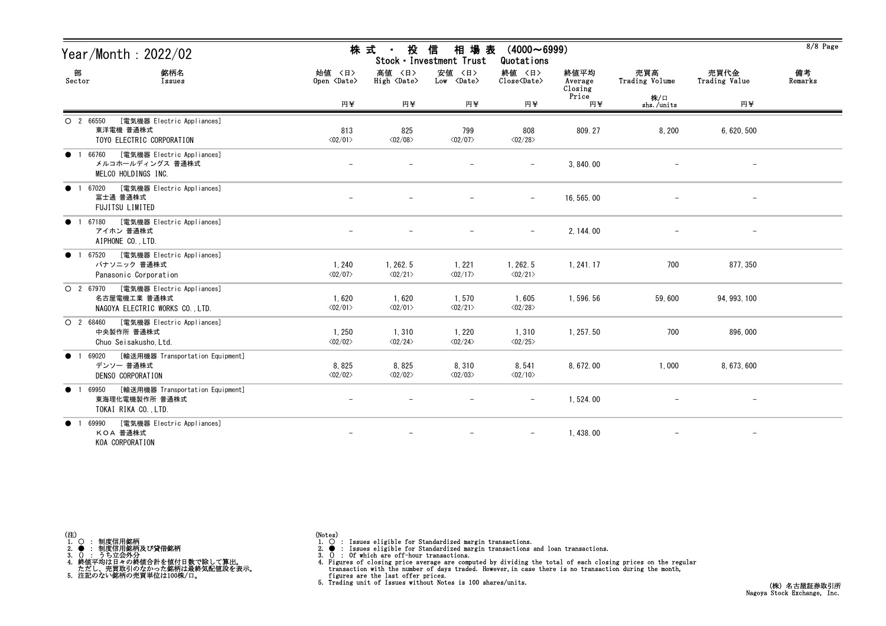# Year/Month : 2022/02

## 株式・投信相場表 (4000～6999)
Stock・Investment Trust Quotations

| 部 Sector | 銘柄名 Issues | 始値 <日> Open <Date> 円¥ | 高値 <日> High <Date> 円¥ | 安値 <日> Low <Date> 円¥ | 終値 <日> Close<Date> 円¥ | 終値平均 Average Closing Price 円¥ | 売買高 Trading Volume 株/口 shs./units | 売買代金 Trading Value 円¥ | 備考 Remarks |
|---|---|---|---|---|---|---|---|---|---|
| ○ 2 | 66550 [電気機器 Electric Appliances] 東洋電機 普通株式 TOYO ELECTRIC CORPORATION | 813 <02/01> | 825 <02/08> | 799 <02/07> | 808 <02/28> | 809.27 | 8,200 | 6,620,500 | |
| ● 1 | 66760 [電気機器 Electric Appliances] メルコホールディングス 普通株式 MELCO HOLDINGS INC. | － | － | － | － | 3,840.00 | － | － | |
| ● 1 | 67020 [電気機器 Electric Appliances] 富士通 普通株式 FUJITSU LIMITED | － | － | － | － | 16,565.00 | － | － | |
| ● 1 | 67180 [電気機器 Electric Appliances] アイホン 普通株式 AIPHONE CO.,LTD. | － | － | － | － | 2,144.00 | － | － | |
| ● 1 | 67520 [電気機器 Electric Appliances] パナソニック 普通株式 Panasonic Corporation | 1,240 <02/07> | 1,262.5 <02/21> | 1,221 <02/17> | 1,262.5 <02/21> | 1,241.17 | 700 | 877,350 | |
| ○ 2 | 67970 [電気機器 Electric Appliances] 名古屋電機工業 普通株式 NAGOYA ELECTRIC WORKS CO.,LTD. | 1,620 <02/01> | 1,620 <02/01> | 1,570 <02/21> | 1,605 <02/28> | 1,596.56 | 59,600 | 94,993,100 | |
| ○ 2 | 68460 [電気機器 Electric Appliances] 中央製作所 普通株式 Chuo Seisakusho,Ltd. | 1,250 <02/02> | 1,310 <02/24> | 1,220 <02/24> | 1,310 <02/25> | 1,257.50 | 700 | 896,000 | |
| ● 1 | 69020 [輸送用機器 Transportation Equipment] デンソー 普通株式 DENSO CORPORATION | 8,825 <02/02> | 8,825 <02/02> | 8,310 <02/03> | 8,541 <02/10> | 8,672.00 | 1,000 | 8,673,600 | |
| ● 1 | 69950 [輸送用機器 Transportation Equipment] 東海理化電機製作所 普通株式 TOKAI RIKA CO.,LTD. | － | － | － | － | 1,524.00 | － | － | |
| ● 1 | 69990 [電気機器 Electric Appliances] ＫＯＡ 普通株式 KOA CORPORATION | － | － | － | － | 1,438.00 | － | － | |

(注)
1. ○ ： 制度信用銘柄
2. ● ： 制度信用銘柄及び貸借銘柄
3. () ： うち立会外分
4. 終値平均は日々の終値合計を値付日数で除して算出。
   ただし、売買取引のなかった銘柄は最終気配値段を表示。
5. 注記のない銘柄の売買単位は100株/口。

(Notes)
1. ○ : Issues eligible for Standardized margin transactions.
2. ● : Issues eligible for Standardized margin transactions and loan transactions.
3. () : Of which are off-hour transactions.
4. Figures of closing price average are computed by dividing the total of each closing prices on the regular transaction with the number of days traded. However,in case there is no transaction during the month, figures are the last offer prices.
5. Trading unit of Issues without Notes is 100 shares/units.

(株) 名古屋証券取引所
Nagoya Stock Exchange, Inc.